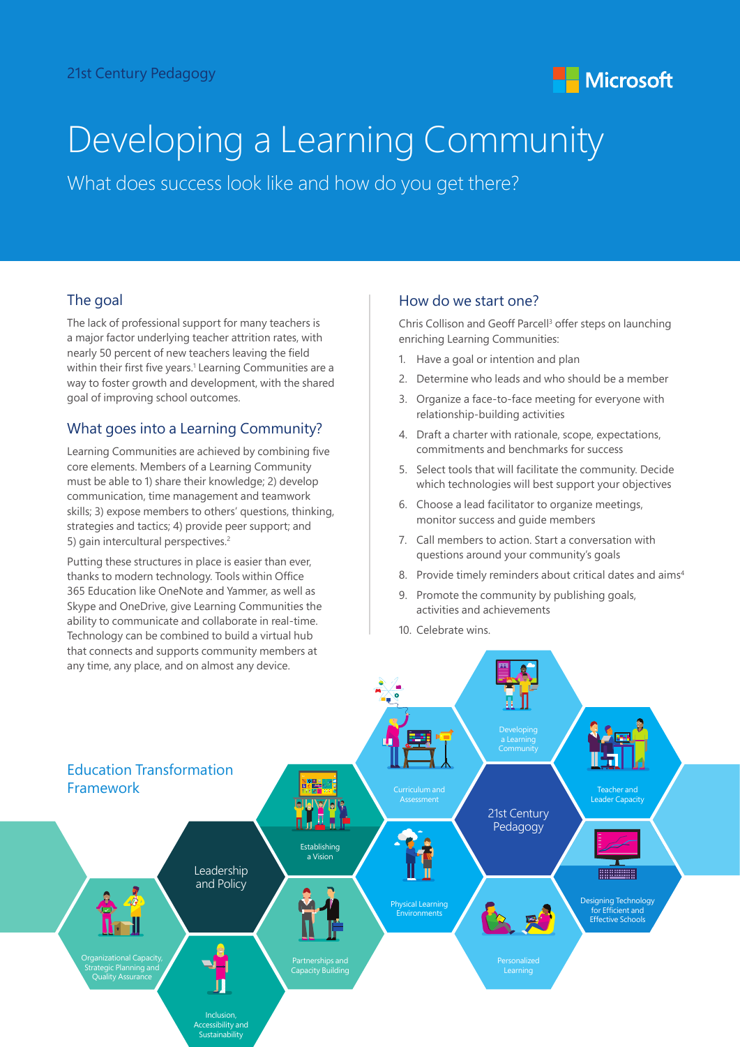21st Century Pedagogy

# Developing a Learning Community

What does success look like and how do you get there?

## The goal

The lack of professional support for many teachers is a major factor underlying teacher attrition rates, with nearly 50 percent of new teachers leaving the field within their first five years.[1] Learning Communities are a way to foster growth and development, with the shared goal of improving school outcomes.

## What goes into a Learning Community?

Learning Communities are achieved by combining five core elements. Members of a Learning Community must be able to 1) share their knowledge; 2) develop communication, time management and teamwork skills; 3) expose members to others' questions, thinking, strategies and tactics; 4) provide peer support; and 5) gain intercultural perspectives.[2]

Putting these structures in place is easier than ever, thanks to modern technology. Tools within Office 365 Education like OneNote and Yammer, as well as Skype and OneDrive, give Learning Communities the ability to communicate and collaborate in real-time. Technology can be combined to build a virtual hub that connects and supports community members at any time, any place, and on almost any device.

## How do we start one?

Chris Collison and Geoff Parcell[3] offer steps on launching enriching Learning Communities:

1. Have a goal or intention and plan
2. Determine who leads and who should be a member
3. Organize a face-to-face meeting for everyone with relationship-building activities
4. Draft a charter with rationale, scope, expectations, commitments and benchmarks for success
5. Select tools that will facilitate the community. Decide which technologies will best support your objectives
6. Choose a lead facilitator to organize meetings, monitor success and guide members
7. Call members to action. Start a conversation with questions around your community's goals
8. Provide timely reminders about critical dates and aims[4]
9. Promote the community by publishing goals, activities and achievements
10. Celebrate wins.

## Education Transformation Framework

- Leadership and Policy
  - Establishing a Vision
  - Organizational Capacity, Strategic Planning and Quality Assurance
  - Partnerships and Capacity Building
  - Inclusion, Accessibility and Sustainability
- 21st Century Pedagogy
  - Developing a Learning Community
  - Curriculum and Assessment
  - Teacher and Leader Capacity
  - Physical Learning Environments
  - Personalized Learning
  - Designing Technology for Efficient and Effective Schools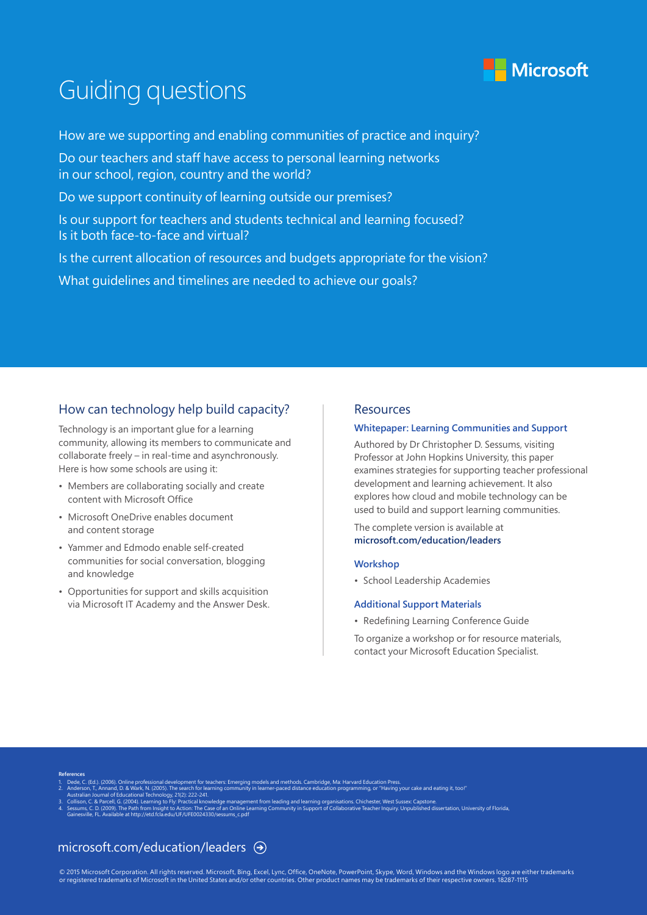Microsoft

# Guiding questions

How are we supporting and enabling communities of practice and inquiry?

Do our teachers and staff have access to personal learning networks in our school, region, country and the world?

Do we support continuity of learning outside our premises?

Is our support for teachers and students technical and learning focused? Is it both face-to-face and virtual?

Is the current allocation of resources and budgets appropriate for the vision?

What guidelines and timelines are needed to achieve our goals?

## How can technology help build capacity?

Technology is an important glue for a learning community, allowing its members to communicate and collaborate freely – in real-time and asynchronously. Here is how some schools are using it:

- Members are collaborating socially and create content with Microsoft Office
- Microsoft OneDrive enables document and content storage
- Yammer and Edmodo enable self-created communities for social conversation, blogging and knowledge
- Opportunities for support and skills acquisition via Microsoft IT Academy and the Answer Desk.

## Resources

### Whitepaper: Learning Communities and Support

Authored by Dr Christopher D. Sessums, visiting Professor at John Hopkins University, this paper examines strategies for supporting teacher professional development and learning achievement. It also explores how cloud and mobile technology can be used to build and support learning communities.

The complete version is available at **microsoft.com/education/leaders**

### Workshop

- School Leadership Academies

### Additional Support Materials

- Redefining Learning Conference Guide

To organize a workshop or for resource materials, contact your Microsoft Education Specialist.

**References**

1. Dede, C. (Ed.). (2006). Online professional development for teachers: Emerging models and methods. Cambridge, Ma: Harvard Education Press.
2. Anderson, T., Annand, D. & Wark, N. (2005). The search for learning community in learner-paced distance education programming, or "Having your cake and eating it, too!" Australian Journal of Educational Technology, 21(2): 222-241.
3. Collison, C. & Parcell, G. (2004). Learning to Fly: Practical knowledge management from leading and learning organisations. Chichester, West Sussex: Capstone.
4. Sessums, C. D. (2009). The Path from Insight to Action: The Case of an Online Learning Community in Support of Collaborative Teacher Inquiry. Unpublished dissertation, University of Florida, Gainesville, FL. Available at http://etd.fcla.edu/UF/UFE0024330/sessums_c.pdf

microsoft.com/education/leaders

© 2015 Microsoft Corporation. All rights reserved. Microsoft, Bing, Excel, Lync, Office, OneNote, PowerPoint, Skype, Word, Windows and the Windows logo are either trademarks or registered trademarks of Microsoft in the United States and/or other countries. Other product names may be trademarks of their respective owners. 18287-1115